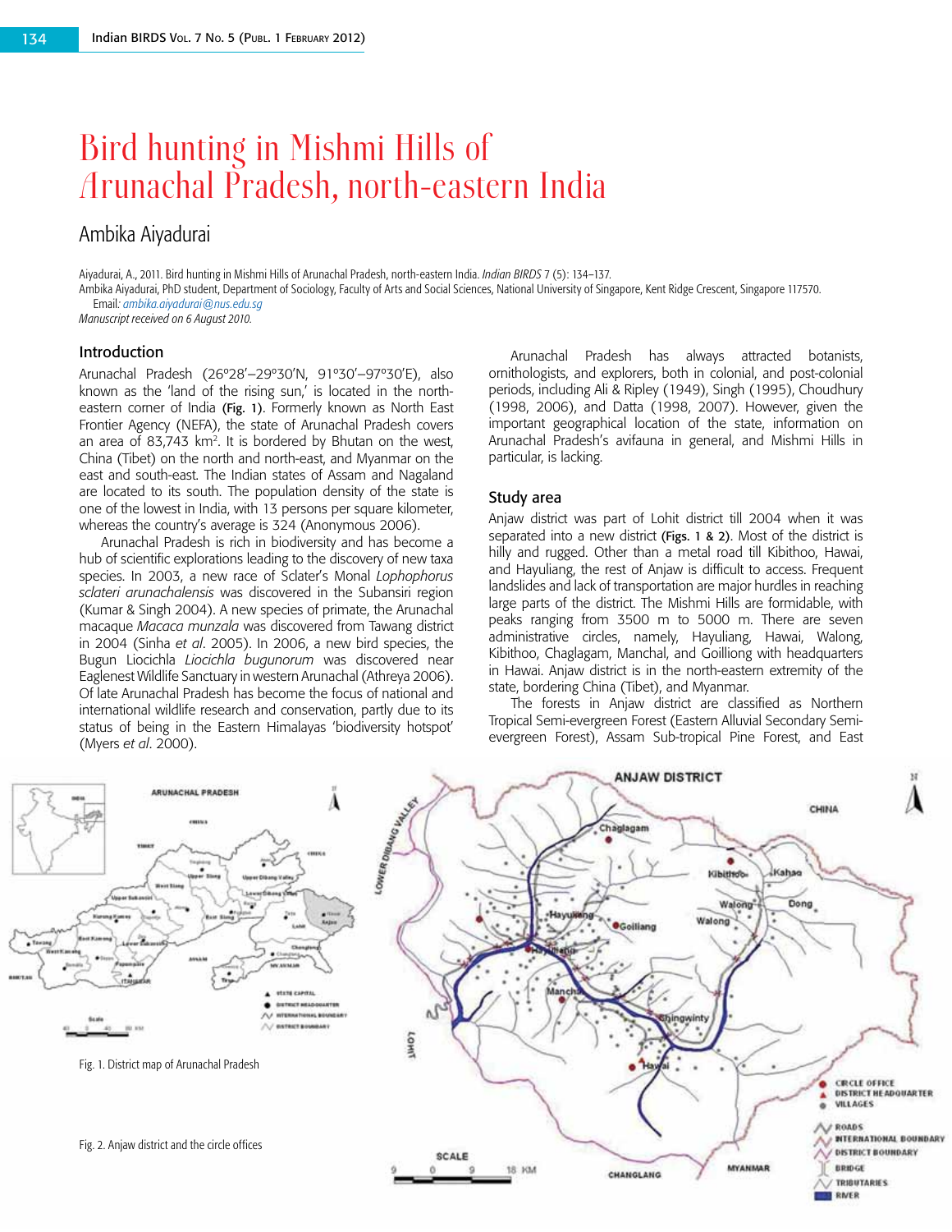# Bird hunting in Mishmi Hills of Arunachal Pradesh, north-eastern India

## Ambika Aiyadurai

Aiyadurai, A., 2011. Bird hunting in Mishmi Hills of Arunachal Pradesh, north-eastern India. *Indian BIRDS* 7 (5): 134–137.
Ambika Aiyadurai, PhD student, Department of Sociology, Faculty of Arts and Social Sciences, National University of Singapore, Kent Ridge Crescent, Singapore 117570.
Email: *ambika.aiyadurai@nus.edu.sg*
*Manuscript received on 6 August 2010.*

### Introduction

Arunachal Pradesh (26°28'–29°30'N, 91°30'–97°30'E), also known as the 'land of the rising sun,' is located in the north-eastern corner of India (**Fig. 1**). Formerly known as North East Frontier Agency (NEFA), the state of Arunachal Pradesh covers an area of 83,743 km². It is bordered by Bhutan on the west, China (Tibet) on the north and north-east, and Myanmar on the east and south-east. The Indian states of Assam and Nagaland are located to its south. The population density of the state is one of the lowest in India, with 13 persons per square kilometer, whereas the country's average is 324 (Anonymous 2006).

Arunachal Pradesh is rich in biodiversity and has become a hub of scientific explorations leading to the discovery of new taxa species. In 2003, a new race of Sclater's Monal *Lophophorus sclateri arunachalensis* was discovered in the Subansiri region (Kumar & Singh 2004). A new species of primate, the Arunachal macaque *Macaca munzala* was discovered from Tawang district in 2004 (Sinha *et al*. 2005). In 2006, a new bird species, the Bugun Liocichla *Liocichla bugunorum* was discovered near Eaglenest Wildlife Sanctuary in western Arunachal (Athreya 2006). Of late Arunachal Pradesh has become the focus of national and international wildlife research and conservation, partly due to its status of being in the Eastern Himalayas 'biodiversity hotspot' (Myers *et al*. 2000).

Arunachal Pradesh has always attracted botanists, ornithologists, and explorers, both in colonial, and post-colonial periods, including Ali & Ripley (1949), Singh (1995), Choudhury (1998, 2006), and Datta (1998, 2007). However, given the important geographical location of the state, information on Arunachal Pradesh's avifauna in general, and Mishmi Hills in particular, is lacking.

### Study area

Anjaw district was part of Lohit district till 2004 when it was separated into a new district (**Figs. 1 & 2**). Most of the district is hilly and rugged. Other than a metal road till Kibithoo, Hawai, and Hayuliang, the rest of Anjaw is difficult to access. Frequent landslides and lack of transportation are major hurdles in reaching large parts of the district. The Mishmi Hills are formidable, with peaks ranging from 3500 m to 5000 m. There are seven administrative circles, namely, Hayuliang, Hawai, Walong, Kibithoo, Chaglagam, Manchal, and Goilliong with headquarters in Hawai. Anjaw district is in the north-eastern extremity of the state, bordering China (Tibet), and Myanmar.

The forests in Anjaw district are classified as Northern Tropical Semi-evergreen Forest (Eastern Alluvial Secondary Semi-evergreen Forest), Assam Sub-tropical Pine Forest, and East

Fig. 1. District map of Arunachal Pradesh

Fig. 2. Anjaw district and the circle offices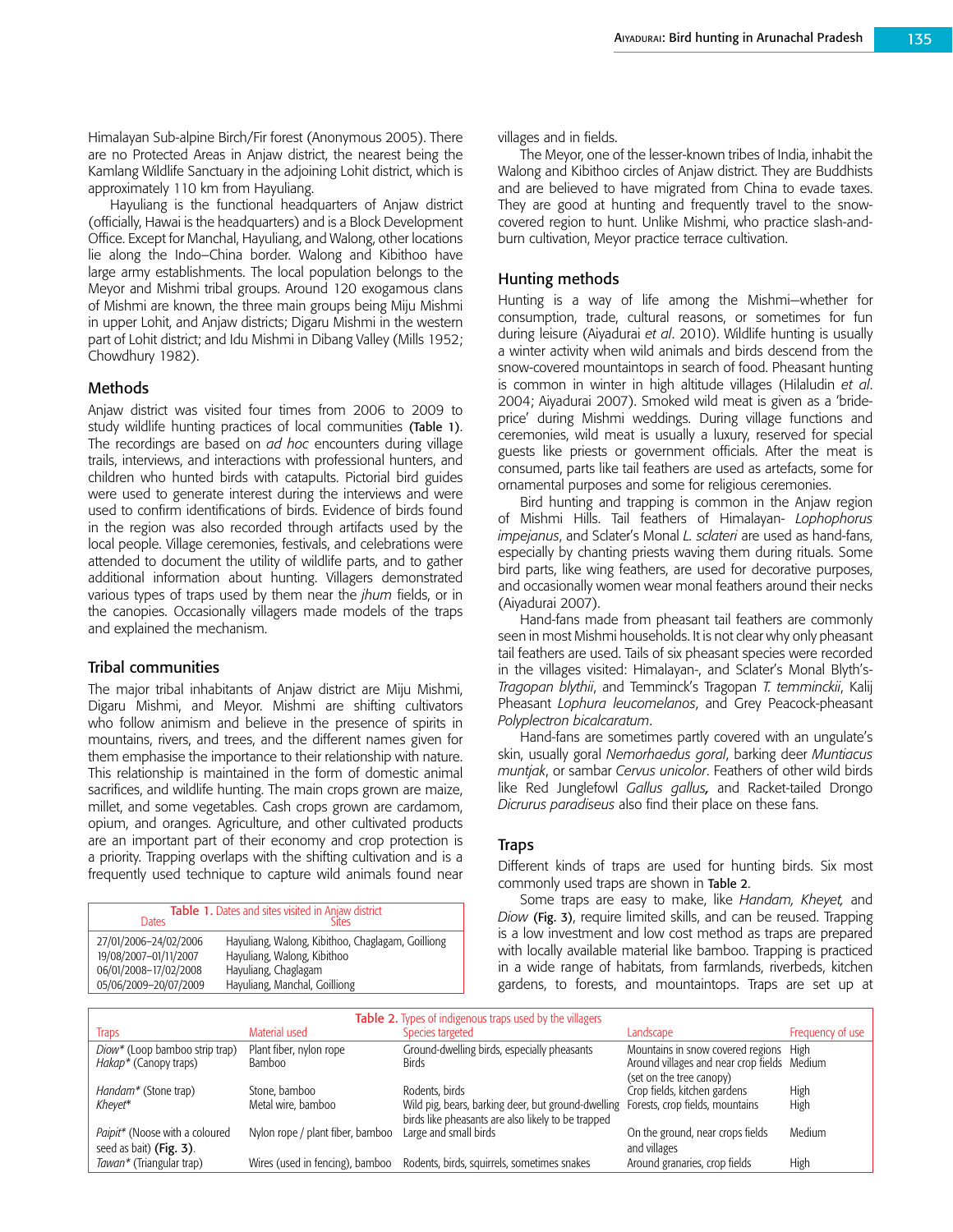Himalayan Sub-alpine Birch/Fir forest (Anonymous 2005). There are no Protected Areas in Anjaw district, the nearest being the Kamlang Wildlife Sanctuary in the adjoining Lohit district, which is approximately 110 km from Hayuliang.

Hayuliang is the functional headquarters of Anjaw district (officially, Hawai is the headquarters) and is a Block Development Office. Except for Manchal, Hayuliang, and Walong, other locations lie along the Indo–China border. Walong and Kibithoo have large army establishments. The local population belongs to the Meyor and Mishmi tribal groups. Around 120 exogamous clans of Mishmi are known, the three main groups being Miju Mishmi in upper Lohit, and Anjaw districts; Digaru Mishmi in the western part of Lohit district; and Idu Mishmi in Dibang Valley (Mills 1952; Chowdhury 1982).

## Methods

Anjaw district was visited four times from 2006 to 2009 to study wildlife hunting practices of local communities (Table 1). The recordings are based on *ad hoc* encounters during village trails, interviews, and interactions with professional hunters, and children who hunted birds with catapults. Pictorial bird guides were used to generate interest during the interviews and were used to confirm identifications of birds. Evidence of birds found in the region was also recorded through artifacts used by the local people. Village ceremonies, festivals, and celebrations were attended to document the utility of wildlife parts, and to gather additional information about hunting. Villagers demonstrated various types of traps used by them near the *jhum* fields, or in the canopies. Occasionally villagers made models of the traps and explained the mechanism.

## Tribal communities

The major tribal inhabitants of Anjaw district are Miju Mishmi, Digaru Mishmi, and Meyor. Mishmi are shifting cultivators who follow animism and believe in the presence of spirits in mountains, rivers, and trees, and the different names given for them emphasise the importance to their relationship with nature. This relationship is maintained in the form of domestic animal sacrifices, and wildlife hunting. The main crops grown are maize, millet, and some vegetables. Cash crops grown are cardamom, opium, and oranges. Agriculture, and other cultivated products are an important part of their economy and crop protection is a priority. Trapping overlaps with the shifting cultivation and is a frequently used technique to capture wild animals found near villages and in fields.

**Table 1.** Dates and sites visited in Anjaw district

| Dates | Sites |
|---|---|
| 27/01/2006–24/02/2006 | Hayuliang, Walong, Kibithoo, Chaglagam, Goilliong |
| 19/08/2007–01/11/2007 | Hayuliang, Walong, Kibithoo |
| 06/01/2008–17/02/2008 | Hayuliang, Chaglagam |
| 05/06/2009–20/07/2009 | Hayuliang, Manchal, Goilliong |

The Meyor, one of the lesser-known tribes of India, inhabit the Walong and Kibithoo circles of Anjaw district. They are Buddhists and are believed to have migrated from China to evade taxes. They are good at hunting and frequently travel to the snow-covered region to hunt. Unlike Mishmi, who practice slash-and-burn cultivation, Meyor practice terrace cultivation.

## Hunting methods

Hunting is a way of life among the Mishmi—whether for consumption, trade, cultural reasons, or sometimes for fun during leisure (Aiyadurai *et al*. 2010). Wildlife hunting is usually a winter activity when wild animals and birds descend from the snow-covered mountaintops in search of food. Pheasant hunting is common in winter in high altitude villages (Hilaludin *et al*. 2004; Aiyadurai 2007). Smoked wild meat is given as a 'bride-price' during Mishmi weddings. During village functions and ceremonies, wild meat is usually a luxury, reserved for special guests like priests or government officials. After the meat is consumed, parts like tail feathers are used as artefacts, some for ornamental purposes and some for religious ceremonies.

Bird hunting and trapping is common in the Anjaw region of Mishmi Hills. Tail feathers of Himalayan- *Lophophorus impejanus*, and Sclater's Monal *L. sclateri* are used as hand-fans, especially by chanting priests waving them during rituals. Some bird parts, like wing feathers, are used for decorative purposes, and occasionally women wear monal feathers around their necks (Aiyadurai 2007).

Hand-fans made from pheasant tail feathers are commonly seen in most Mishmi households. It is not clear why only pheasant tail feathers are used. Tails of six pheasant species were recorded in the villages visited: Himalayan-, and Sclater's Monal Blyth's-*Tragopan blythii*, and Temminck's Tragopan *T. temminckii*, Kalij Pheasant *Lophura leucomelanos*, and Grey Peacock-pheasant *Polyplectron bicalcaratum*.

Hand-fans are sometimes partly covered with an ungulate's skin, usually goral *Nemorhaedus goral*, barking deer *Muntiacus muntjak*, or sambar *Cervus unicolor*. Feathers of other wild birds like Red Junglefowl *Gallus gallus*, and Racket-tailed Drongo *Dicrurus paradiseus* also find their place on these fans.

## Traps

Different kinds of traps are used for hunting birds. Six most commonly used traps are shown in Table 2.

Some traps are easy to make, like *Handam, Kheyet,* and *Diow* (Fig. 3), require limited skills, and can be reused. Trapping is a low investment and low cost method as traps are prepared with locally available material like bamboo. Trapping is practiced in a wide range of habitats, from farmlands, riverbeds, kitchen gardens, to forests, and mountaintops. Traps are set up at

**Table 2.** Types of indigenous traps used by the villagers

| Traps | Material used | Species targeted | Landscape | Frequency of use |
|---|---|---|---|---|
| *Diow*\* (Loop bamboo strip trap) | Plant fiber, nylon rope | Ground-dwelling birds, especially pheasants | Mountains in snow covered regions | High |
| *Hakap*\* (Canopy traps) | Bamboo | Birds | Around villages and near crop fields (set on the tree canopy) | Medium |
| *Handam*\* (Stone trap) | Stone, bamboo | Rodents, birds | Crop fields, kitchen gardens | High |
| *Kheyet*\* | Metal wire, bamboo | Wild pig, bears, barking deer, but ground-dwelling birds like pheasants are also likely to be trapped | Forests, crop fields, mountains | High |
| *Paipit*\* (Noose with a coloured seed as bait) (Fig. 3). | Nylon rope / plant fiber, bamboo | Large and small birds | On the ground, near crops fields and villages | Medium |
| *Tawan*\* (Triangular trap) | Wires (used in fencing), bamboo | Rodents, birds, squirrels, sometimes snakes | Around granaries, crop fields | High |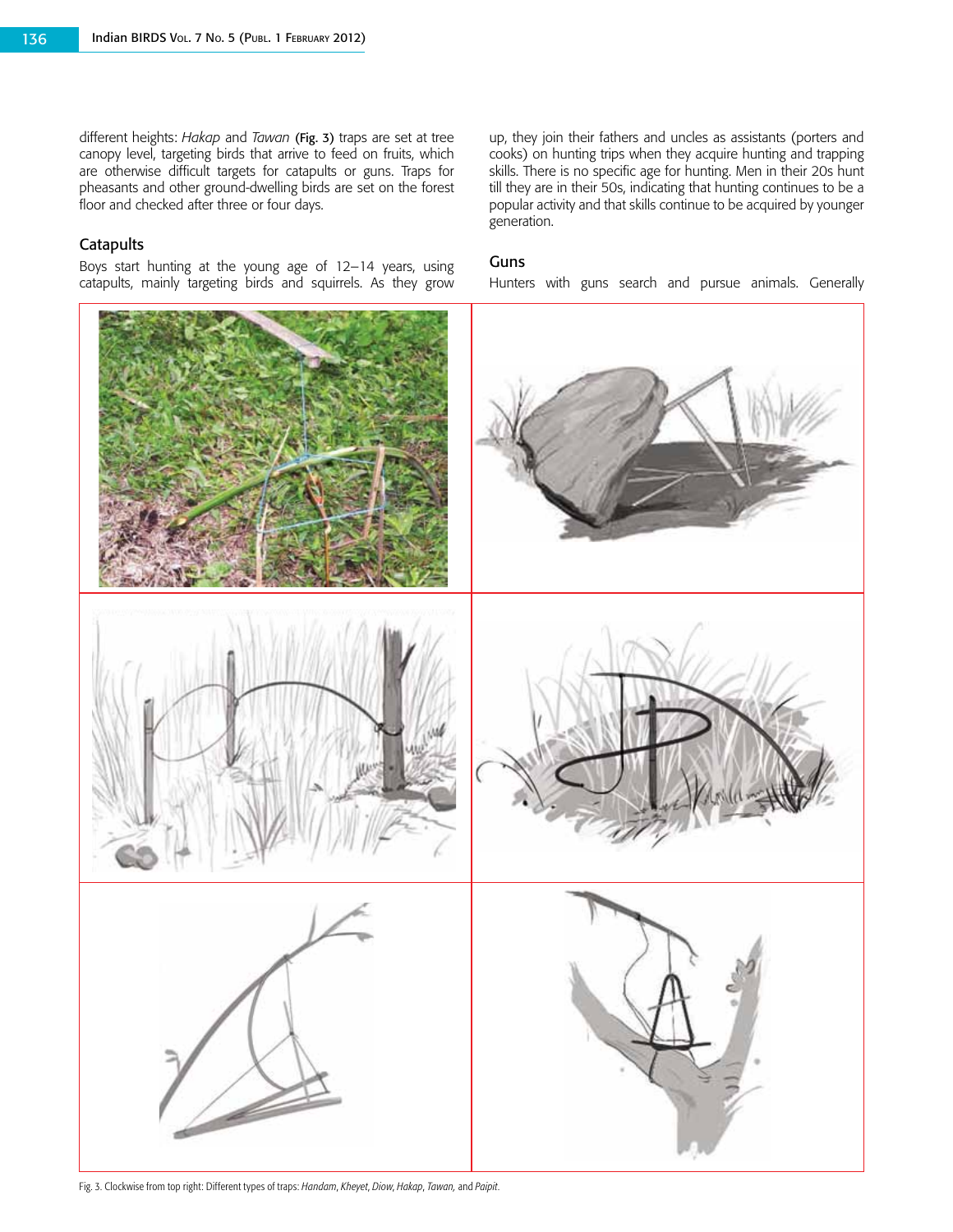different heights: *Hakap* and *Tawan* (Fig. 3) traps are set at tree canopy level, targeting birds that arrive to feed on fruits, which are otherwise difficult targets for catapults or guns. Traps for pheasants and other ground-dwelling birds are set on the forest floor and checked after three or four days.

### Catapults

Boys start hunting at the young age of 12–14 years, using catapults, mainly targeting birds and squirrels. As they grow up, they join their fathers and uncles as assistants (porters and cooks) on hunting trips when they acquire hunting and trapping skills. There is no specific age for hunting. Men in their 20s hunt till they are in their 50s, indicating that hunting continues to be a popular activity and that skills continue to be acquired by younger generation.

### Guns

Hunters with guns search and pursue animals. Generally

Fig. 3. Clockwise from top right: Different types of traps: *Handam*, *Kheyet*, *Diow*, *Hakap*, *Tawan*, and *Paipit*.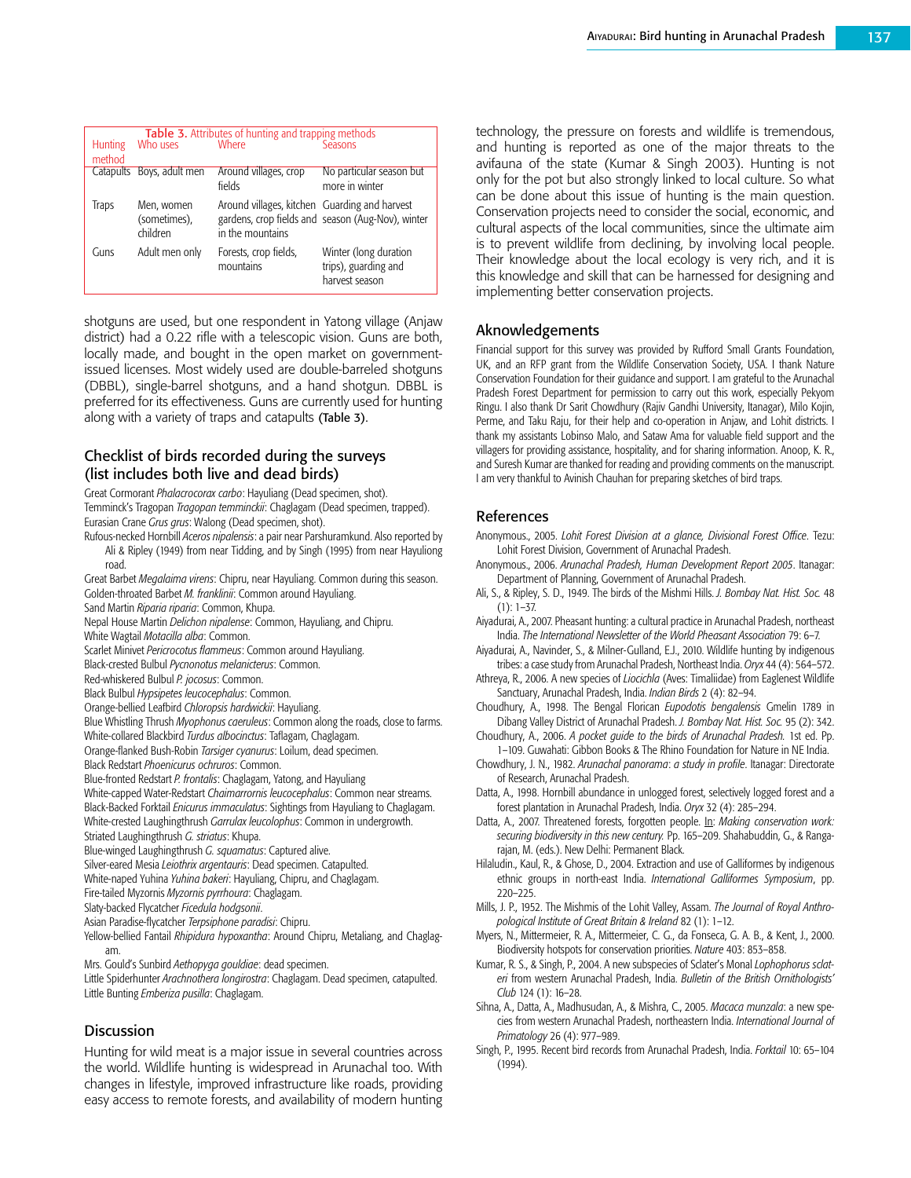Table 3. Attributes of hunting and trapping methods

| Hunting method | Who uses | Where | Seasons |
|---|---|---|---|
| Catapults | Boys, adult men | Around villages, crop fields | No particular season but more in winter |
| Traps | Men, women (sometimes), children | Around villages, kitchen gardens, crop fields and in the mountains | Guarding and harvest season (Aug-Nov), winter |
| Guns | Adult men only | Forests, crop fields, mountains | Winter (long duration trips), guarding and harvest season |

shotguns are used, but one respondent in Yatong village (Anjaw district) had a 0.22 rifle with a telescopic vision. Guns are both, locally made, and bought in the open market on government-issued licenses. Most widely used are double-barreled shotguns (DBBL), single-barrel shotguns, and a hand shotgun. DBBL is preferred for its effectiveness. Guns are currently used for hunting along with a variety of traps and catapults (Table 3).

## Checklist of birds recorded during the surveys (list includes both live and dead birds)

Great Cormorant *Phalacrocorax carbo*: Hayuliang (Dead specimen, shot).
Temminck's Tragopan *Tragopan temminckii*: Chaglagam (Dead specimen, trapped).
Eurasian Crane *Grus grus*: Walong (Dead specimen, shot).
Rufous-necked Hornbill *Aceros nipalensis*: a pair near Parshuramkund. Also reported by Ali & Ripley (1949) from near Tidding, and by Singh (1995) from near Hayuliong road.
Great Barbet *Megalaima virens*: Chipru, near Hayuliang. Common during this season.
Golden-throated Barbet *M. franklinii*: Common around Hayuliang.
Sand Martin *Riparia riparia*: Common, Khupa.
Nepal House Martin *Delichon nipalense*: Common, Hayuliang, and Chipru.
White Wagtail *Motacilla alba*: Common.
Scarlet Minivet *Pericrocotus flammeus*: Common around Hayuliang.
Black-crested Bulbul *Pycnonotus melanicterus*: Common.
Red-whiskered Bulbul *P. jocosus*: Common.
Black Bulbul *Hypsipetes leucocephalus*: Common.
Orange-bellied Leafbird *Chloropsis hardwickii*: Hayuliang.
Blue Whistling Thrush *Myophonus caeruleus*: Common along the roads, close to farms.
White-collared Blackbird *Turdus albocinctus*: Taflagam, Chaglagam.
Orange-flanked Bush-Robin *Tarsiger cyanurus*: Loilum, dead specimen.
Black Redstart *Phoenicurus ochruros*: Common.
Blue-fronted Redstart *P. frontalis*: Chaglagam, Yatong, and Hayuliang
White-capped Water-Redstart *Chaimarrornis leucocephalus*: Common near streams.
Black-Backed Forktail *Enicurus immaculatus*: Sightings from Hayuliang to Chaglagam.
White-crested Laughingthrush *Garrulax leucolophus*: Common in undergrowth.
Striated Laughingthrush *G. striatus*: Khupa.
Blue-winged Laughingthrush *G. squamatus*: Captured alive.
Silver-eared Mesia *Leiothrix argentauris*: Dead specimen. Catapulted.
White-naped Yuhina *Yuhina bakeri*: Hayuliang, Chipru, and Chaglagam.
Fire-tailed Myzornis *Myzornis pyrrhoura*: Chaglagam.
Slaty-backed Flycatcher *Ficedula hodgsonii*.
Asian Paradise-flycatcher *Terpsiphone paradisi*: Chipru.
Yellow-bellied Fantail *Rhipidura hypoxantha*: Around Chipru, Metaliang, and Chaglagam.
Mrs. Gould's Sunbird *Aethopyga gouldiae*: dead specimen.
Little Spiderhunter *Arachnothera longirostra*: Chaglagam. Dead specimen, catapulted.
Little Bunting *Emberiza pusilla*: Chaglagam.

## Discussion

Hunting for wild meat is a major issue in several countries across the world. Wildlife hunting is widespread in Arunachal too. With changes in lifestyle, improved infrastructure like roads, providing easy access to remote forests, and availability of modern hunting technology, the pressure on forests and wildlife is tremendous, and hunting is reported as one of the major threats to the avifauna of the state (Kumar & Singh 2003). Hunting is not only for the pot but also strongly linked to local culture. So what can be done about this issue of hunting is the main question. Conservation projects need to consider the social, economic, and cultural aspects of the local communities, since the ultimate aim is to prevent wildlife from declining, by involving local people. Their knowledge about the local ecology is very rich, and it is this knowledge and skill that can be harnessed for designing and implementing better conservation projects.

## Aknowledgements

Financial support for this survey was provided by Rufford Small Grants Foundation, UK, and an RFP grant from the Wildlife Conservation Society, USA. I thank Nature Conservation Foundation for their guidance and support. I am grateful to the Arunachal Pradesh Forest Department for permission to carry out this work, especially Pekyom Ringu. I also thank Dr Sarit Chowdhury (Rajiv Gandhi University, Itanagar), Milo Kojin, Perme, and Taku Raju, for their help and co-operation in Anjaw, and Lohit districts. I thank my assistants Lobinso Malo, and Sataw Ama for valuable field support and the villagers for providing assistance, hospitality, and for sharing information. Anoop, K. R., and Suresh Kumar are thanked for reading and providing comments on the manuscript. I am very thankful to Avinish Chauhan for preparing sketches of bird traps.

## References

Anonymous., 2005. *Lohit Forest Division at a glance, Divisional Forest Office*. Tezu: Lohit Forest Division, Government of Arunachal Pradesh.

Anonymous., 2006. *Arunachal Pradesh, Human Development Report 2005*. Itanagar: Department of Planning, Government of Arunachal Pradesh.

Ali, S., & Ripley, S. D., 1949. The birds of the Mishmi Hills. *J. Bombay Nat. Hist. Soc.* 48 (1): 1–37.

Aiyadurai, A., 2007. Pheasant hunting: a cultural practice in Arunachal Pradesh, northeast India. *The International Newsletter of the World Pheasant Association* 79: 6–7.

Aiyadurai, A., Navinder, S., & Milner-Gulland, E.J., 2010. Wildlife hunting by indigenous tribes: a case study from Arunachal Pradesh, Northeast India. *Oryx* 44 (4): 564–572.

Athreya, R., 2006. A new species of *Liocichla* (Aves: Timaliidae) from Eaglenest Wildlife Sanctuary, Arunachal Pradesh, India. *Indian Birds* 2 (4): 82–94.

Choudhury, A., 1998. The Bengal Florican *Eupodotis bengalensis* Gmelin 1789 in Dibang Valley District of Arunachal Pradesh. *J. Bombay Nat. Hist. Soc.* 95 (2): 342.

Choudhury, A., 2006. *A pocket guide to the birds of Arunachal Pradesh.* 1st ed. Pp. 1–109. Guwahati: Gibbon Books & The Rhino Foundation for Nature in NE India.

Chowdhury, J. N., 1982. *Arunachal panorama*: *a study in profile*. Itanagar: Directorate of Research, Arunachal Pradesh.

Datta, A., 1998. Hornbill abundance in unlogged forest, selectively logged forest and a forest plantation in Arunachal Pradesh, India. *Oryx* 32 (4): 285–294.

Datta, A., 2007. Threatened forests, forgotten people. In: *Making conservation work: securing biodiversity in this new century.* Pp. 165–209. Shahabuddin, G., & Rangarajan, M. (eds.). New Delhi: Permanent Black.

Hilaludin., Kaul, R., & Ghose, D., 2004. Extraction and use of Galliformes by indigenous ethnic groups in north-east India. *International Galliformes Symposium*, pp. 220–225.

Mills, J. P., 1952. The Mishmis of the Lohit Valley, Assam. *The Journal of Royal Anthropological Institute of Great Britain & Ireland* 82 (1): 1–12.

Myers, N., Mittermeier, R. A., Mittermeier, C. G., da Fonseca, G. A. B., & Kent, J., 2000. Biodiversity hotspots for conservation priorities. *Nature* 403: 853–858.

Kumar, R. S., & Singh, P., 2004. A new subspecies of Sclater's Monal *Lophophorus sclateri* from western Arunachal Pradesh, India. *Bulletin of the British Ornithologists' Club* 124 (1): 16–28.

Sihna, A., Datta, A., Madhusudan, A., & Mishra, C., 2005. *Macaca munzala*: a new species from western Arunachal Pradesh, northeastern India. *International Journal of Primatology* 26 (4): 977–989.

Singh, P., 1995. Recent bird records from Arunachal Pradesh, India. *Forktail* 10: 65–104 (1994).